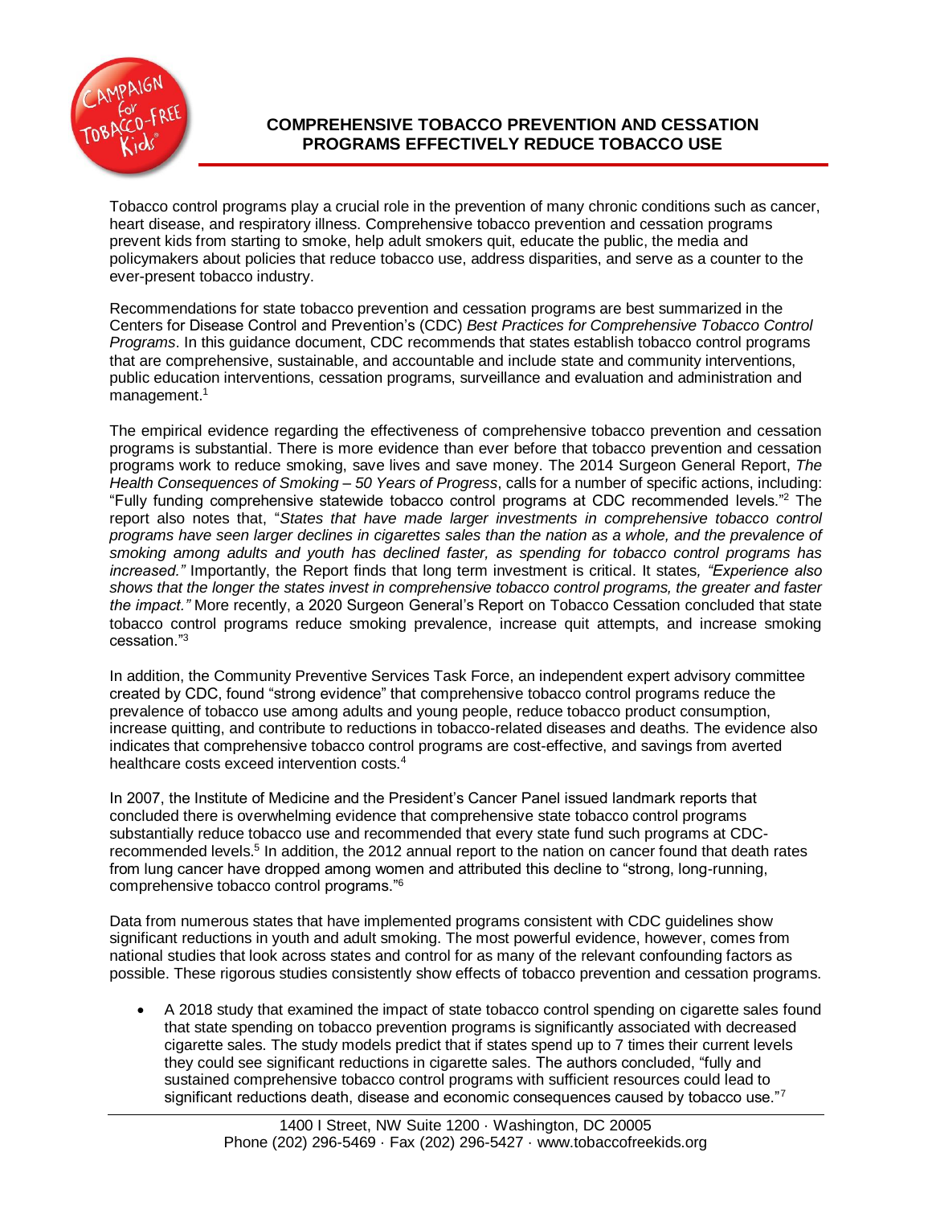# COMPREHENSIVE TOBACCO PREVENTION AND CESSATION PROGRAMS EFFECTIVELY REDUCE TOBACCO USE

Tobacco control programs play a crucial role in the prevention of many chronic conditions such as cancer, heart disease, and respiratory illness. Comprehensive tobacco prevention and cessation programs prevent kids from starting to smoke, help adult smokers quit, educate the public, the media and policymakers about policies that reduce tobacco use, address disparities, and serve as a counter to the ever-present tobacco industry.

Recommendations for state tobacco prevention and cessation programs are best summarized in the Centers for Disease Control and Prevention's (CDC) *Best Practices for Comprehensive Tobacco Control Programs*. In this guidance document, CDC recommends that states establish tobacco control programs that are comprehensive, sustainable, and accountable and include state and community interventions, public education interventions, cessation programs, surveillance and evaluation and administration and management.[1]

The empirical evidence regarding the effectiveness of comprehensive tobacco prevention and cessation programs is substantial. There is more evidence than ever before that tobacco prevention and cessation programs work to reduce smoking, save lives and save money. The 2014 Surgeon General Report, *The Health Consequences of Smoking – 50 Years of Progress*, calls for a number of specific actions, including: "Fully funding comprehensive statewide tobacco control programs at CDC recommended levels."[2] The report also notes that, "*States that have made larger investments in comprehensive tobacco control programs have seen larger declines in cigarettes sales than the nation as a whole, and the prevalence of smoking among adults and youth has declined faster, as spending for tobacco control programs has increased."* Importantly, the Report finds that long term investment is critical. It states, *"Experience also shows that the longer the states invest in comprehensive tobacco control programs, the greater and faster the impact."* More recently, a 2020 Surgeon General's Report on Tobacco Cessation concluded that state tobacco control programs reduce smoking prevalence, increase quit attempts, and increase smoking cessation."[3]

In addition, the Community Preventive Services Task Force, an independent expert advisory committee created by CDC, found "strong evidence" that comprehensive tobacco control programs reduce the prevalence of tobacco use among adults and young people, reduce tobacco product consumption, increase quitting, and contribute to reductions in tobacco-related diseases and deaths. The evidence also indicates that comprehensive tobacco control programs are cost-effective, and savings from averted healthcare costs exceed intervention costs.[4]

In 2007, the Institute of Medicine and the President's Cancer Panel issued landmark reports that concluded there is overwhelming evidence that comprehensive state tobacco control programs substantially reduce tobacco use and recommended that every state fund such programs at CDC-recommended levels.[5] In addition, the 2012 annual report to the nation on cancer found that death rates from lung cancer have dropped among women and attributed this decline to "strong, long-running, comprehensive tobacco control programs."[6]

Data from numerous states that have implemented programs consistent with CDC guidelines show significant reductions in youth and adult smoking. The most powerful evidence, however, comes from national studies that look across states and control for as many of the relevant confounding factors as possible. These rigorous studies consistently show effects of tobacco prevention and cessation programs.

- A 2018 study that examined the impact of state tobacco control spending on cigarette sales found that state spending on tobacco prevention programs is significantly associated with decreased cigarette sales. The study models predict that if states spend up to 7 times their current levels they could see significant reductions in cigarette sales. The authors concluded, "fully and sustained comprehensive tobacco control programs with sufficient resources could lead to significant reductions death, disease and economic consequences caused by tobacco use."[7]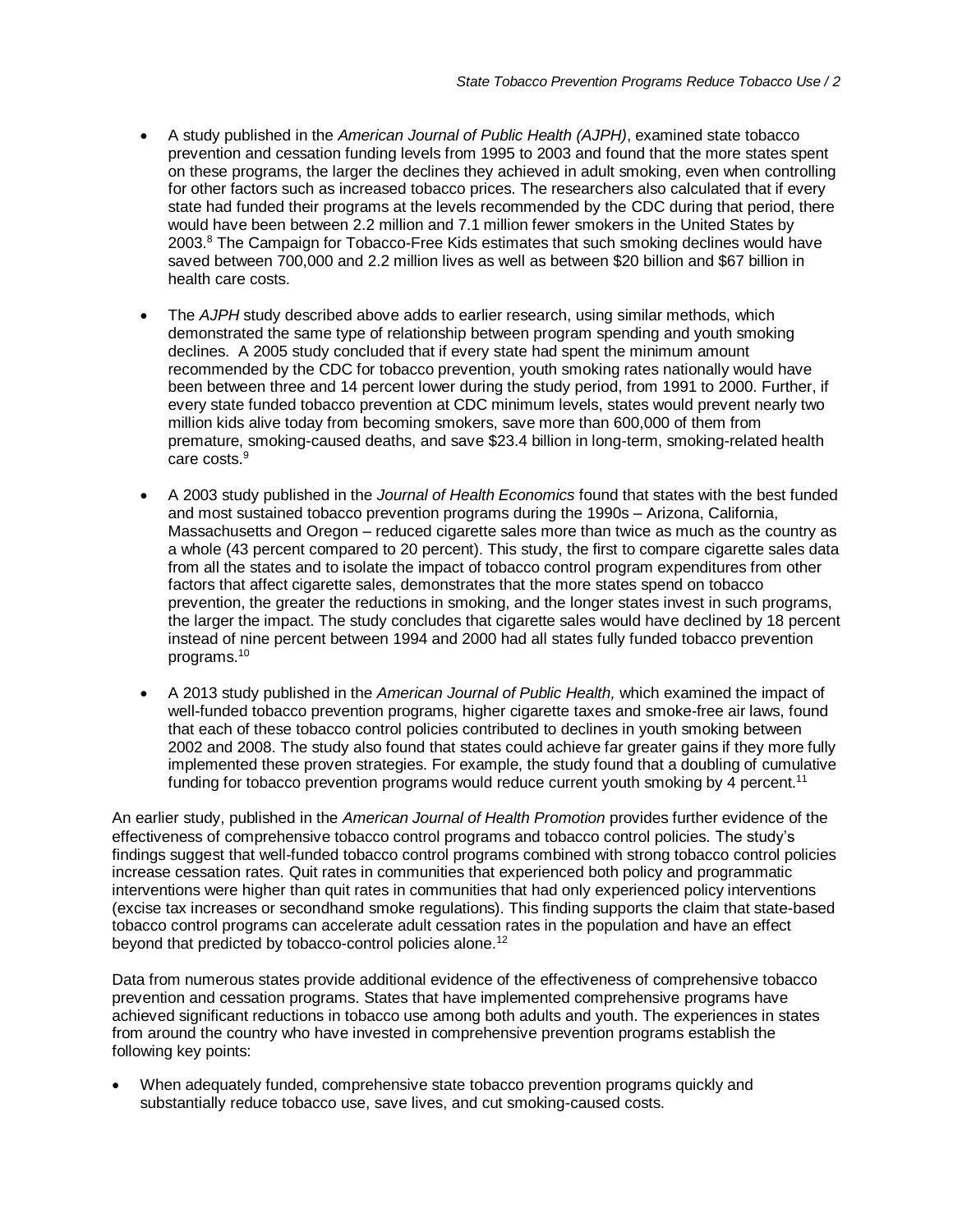- A study published in the *American Journal of Public Health (AJPH)*, examined state tobacco prevention and cessation funding levels from 1995 to 2003 and found that the more states spent on these programs, the larger the declines they achieved in adult smoking, even when controlling for other factors such as increased tobacco prices. The researchers also calculated that if every state had funded their programs at the levels recommended by the CDC during that period, there would have been between 2.2 million and 7.1 million fewer smokers in the United States by 2003.[8] The Campaign for Tobacco-Free Kids estimates that such smoking declines would have saved between 700,000 and 2.2 million lives as well as between $20 billion and $67 billion in health care costs.

- The *AJPH* study described above adds to earlier research, using similar methods, which demonstrated the same type of relationship between program spending and youth smoking declines. A 2005 study concluded that if every state had spent the minimum amount recommended by the CDC for tobacco prevention, youth smoking rates nationally would have been between three and 14 percent lower during the study period, from 1991 to 2000. Further, if every state funded tobacco prevention at CDC minimum levels, states would prevent nearly two million kids alive today from becoming smokers, save more than 600,000 of them from premature, smoking-caused deaths, and save $23.4 billion in long-term, smoking-related health care costs.[9]

- A 2003 study published in the *Journal of Health Economics* found that states with the best funded and most sustained tobacco prevention programs during the 1990s – Arizona, California, Massachusetts and Oregon – reduced cigarette sales more than twice as much as the country as a whole (43 percent compared to 20 percent). This study, the first to compare cigarette sales data from all the states and to isolate the impact of tobacco control program expenditures from other factors that affect cigarette sales, demonstrates that the more states spend on tobacco prevention, the greater the reductions in smoking, and the longer states invest in such programs, the larger the impact. The study concludes that cigarette sales would have declined by 18 percent instead of nine percent between 1994 and 2000 had all states fully funded tobacco prevention programs.[10]

- A 2013 study published in the *American Journal of Public Health,* which examined the impact of well-funded tobacco prevention programs, higher cigarette taxes and smoke-free air laws, found that each of these tobacco control policies contributed to declines in youth smoking between 2002 and 2008. The study also found that states could achieve far greater gains if they more fully implemented these proven strategies. For example, the study found that a doubling of cumulative funding for tobacco prevention programs would reduce current youth smoking by 4 percent.[11]

An earlier study, published in the *American Journal of Health Promotion* provides further evidence of the effectiveness of comprehensive tobacco control programs and tobacco control policies. The study's findings suggest that well-funded tobacco control programs combined with strong tobacco control policies increase cessation rates. Quit rates in communities that experienced both policy and programmatic interventions were higher than quit rates in communities that had only experienced policy interventions (excise tax increases or secondhand smoke regulations). This finding supports the claim that state-based tobacco control programs can accelerate adult cessation rates in the population and have an effect beyond that predicted by tobacco-control policies alone.[12]

Data from numerous states provide additional evidence of the effectiveness of comprehensive tobacco prevention and cessation programs. States that have implemented comprehensive programs have achieved significant reductions in tobacco use among both adults and youth. The experiences in states from around the country who have invested in comprehensive prevention programs establish the following key points:

- When adequately funded, comprehensive state tobacco prevention programs quickly and substantially reduce tobacco use, save lives, and cut smoking-caused costs.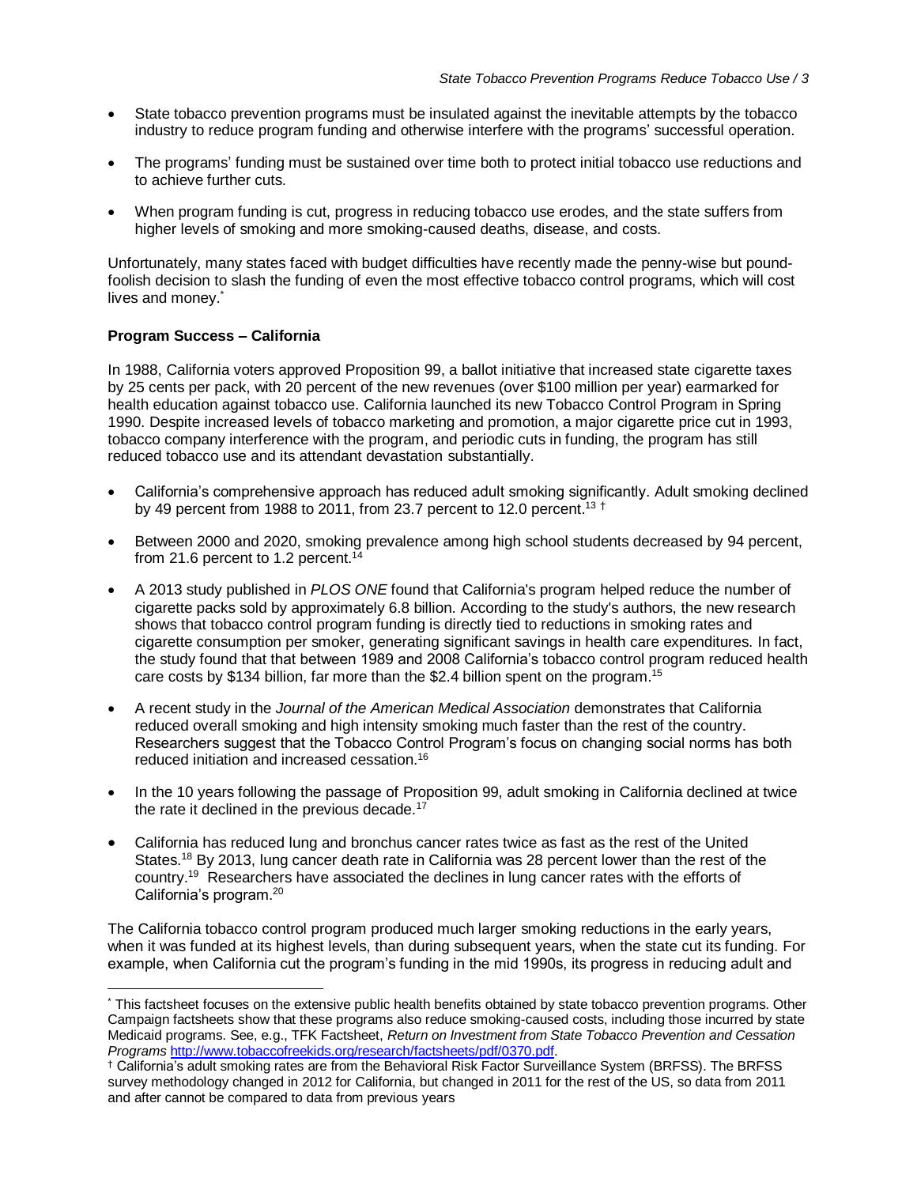- State tobacco prevention programs must be insulated against the inevitable attempts by the tobacco industry to reduce program funding and otherwise interfere with the programs' successful operation.
- The programs' funding must be sustained over time both to protect initial tobacco use reductions and to achieve further cuts.
- When program funding is cut, progress in reducing tobacco use erodes, and the state suffers from higher levels of smoking and more smoking-caused deaths, disease, and costs.

Unfortunately, many states faced with budget difficulties have recently made the penny-wise but pound-foolish decision to slash the funding of even the most effective tobacco control programs, which will cost lives and money.[*]

**Program Success – California**

In 1988, California voters approved Proposition 99, a ballot initiative that increased state cigarette taxes by 25 cents per pack, with 20 percent of the new revenues (over $100 million per year) earmarked for health education against tobacco use. California launched its new Tobacco Control Program in Spring 1990. Despite increased levels of tobacco marketing and promotion, a major cigarette price cut in 1993, tobacco company interference with the program, and periodic cuts in funding, the program has still reduced tobacco use and its attendant devastation substantially.

- California's comprehensive approach has reduced adult smoking significantly. Adult smoking declined by 49 percent from 1988 to 2011, from 23.7 percent to 12.0 percent.[13] [†]
- Between 2000 and 2020, smoking prevalence among high school students decreased by 94 percent, from 21.6 percent to 1.2 percent.[14]
- A 2013 study published in *PLOS ONE* found that California's program helped reduce the number of cigarette packs sold by approximately 6.8 billion. According to the study's authors, the new research shows that tobacco control program funding is directly tied to reductions in smoking rates and cigarette consumption per smoker, generating significant savings in health care expenditures. In fact, the study found that that between 1989 and 2008 California's tobacco control program reduced health care costs by $134 billion, far more than the $2.4 billion spent on the program.[15]
- A recent study in the *Journal of the American Medical Association* demonstrates that California reduced overall smoking and high intensity smoking much faster than the rest of the country. Researchers suggest that the Tobacco Control Program's focus on changing social norms has both reduced initiation and increased cessation.[16]
- In the 10 years following the passage of Proposition 99, adult smoking in California declined at twice the rate it declined in the previous decade.[17]
- California has reduced lung and bronchus cancer rates twice as fast as the rest of the United States.[18] By 2013, lung cancer death rate in California was 28 percent lower than the rest of the country.[19] Researchers have associated the declines in lung cancer rates with the efforts of California's program.[20]

The California tobacco control program produced much larger smoking reductions in the early years, when it was funded at its highest levels, than during subsequent years, when the state cut its funding. For example, when California cut the program's funding in the mid 1990s, its progress in reducing adult and

---

[*] This factsheet focuses on the extensive public health benefits obtained by state tobacco prevention programs. Other Campaign factsheets show that these programs also reduce smoking-caused costs, including those incurred by state Medicaid programs. See, e.g., TFK Factsheet, *Return on Investment from State Tobacco Prevention and Cessation Programs* http://www.tobaccofreekids.org/research/factsheets/pdf/0370.pdf.

[†] California's adult smoking rates are from the Behavioral Risk Factor Surveillance System (BRFSS). The BRFSS survey methodology changed in 2012 for California, but changed in 2011 for the rest of the US, so data from 2011 and after cannot be compared to data from previous years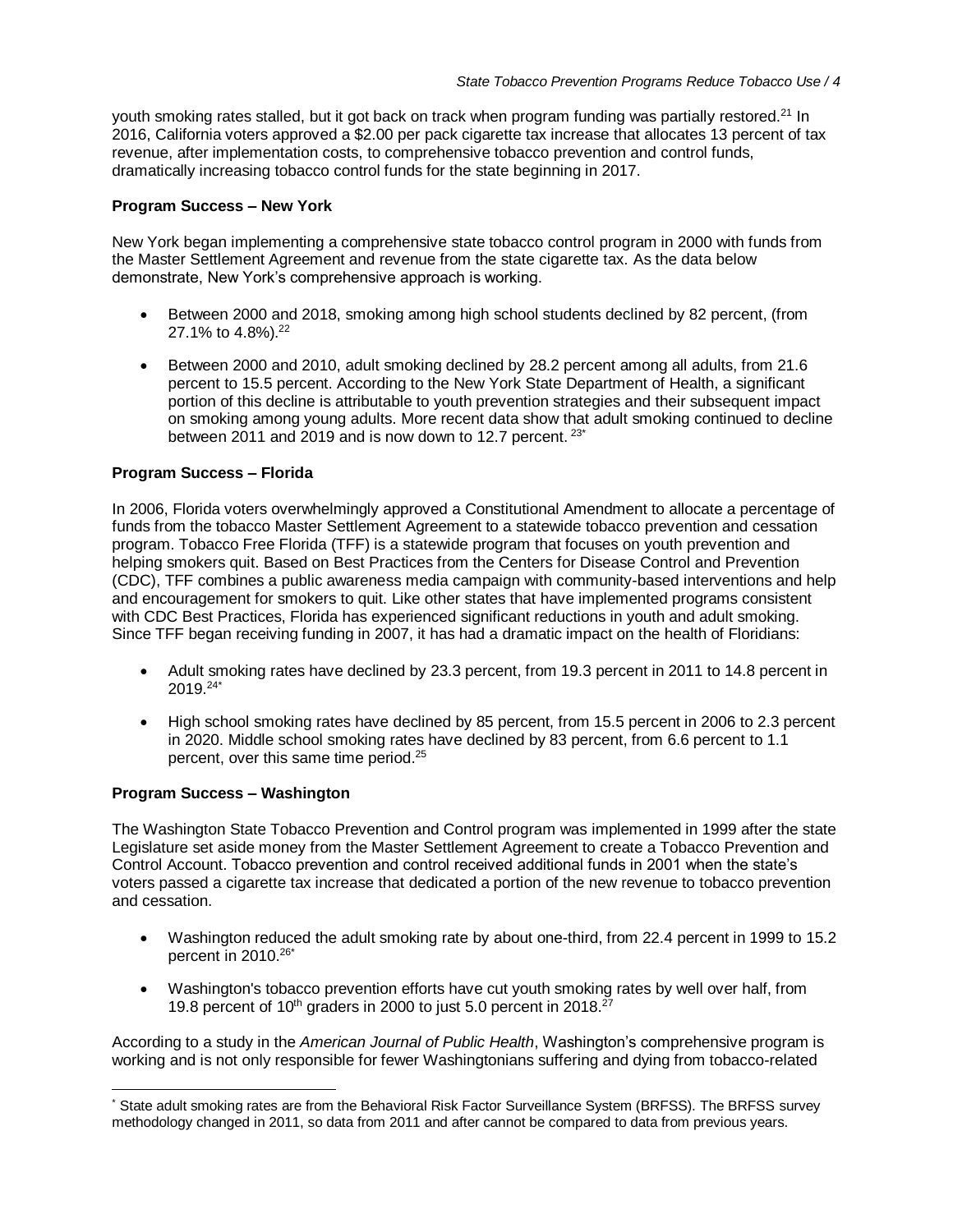youth smoking rates stalled, but it got back on track when program funding was partially restored.[21] In 2016, California voters approved a $2.00 per pack cigarette tax increase that allocates 13 percent of tax revenue, after implementation costs, to comprehensive tobacco prevention and control funds, dramatically increasing tobacco control funds for the state beginning in 2017.

**Program Success – New York**

New York began implementing a comprehensive state tobacco control program in 2000 with funds from the Master Settlement Agreement and revenue from the state cigarette tax. As the data below demonstrate, New York's comprehensive approach is working.

- Between 2000 and 2018, smoking among high school students declined by 82 percent, (from 27.1% to 4.8%).[22]
- Between 2000 and 2010, adult smoking declined by 28.2 percent among all adults, from 21.6 percent to 15.5 percent. According to the New York State Department of Health, a significant portion of this decline is attributable to youth prevention strategies and their subsequent impact on smoking among young adults. More recent data show that adult smoking continued to decline between 2011 and 2019 and is now down to 12.7 percent.[23*]

**Program Success – Florida**

In 2006, Florida voters overwhelmingly approved a Constitutional Amendment to allocate a percentage of funds from the tobacco Master Settlement Agreement to a statewide tobacco prevention and cessation program. Tobacco Free Florida (TFF) is a statewide program that focuses on youth prevention and helping smokers quit. Based on Best Practices from the Centers for Disease Control and Prevention (CDC), TFF combines a public awareness media campaign with community-based interventions and help and encouragement for smokers to quit. Like other states that have implemented programs consistent with CDC Best Practices, Florida has experienced significant reductions in youth and adult smoking. Since TFF began receiving funding in 2007, it has had a dramatic impact on the health of Floridians:

- Adult smoking rates have declined by 23.3 percent, from 19.3 percent in 2011 to 14.8 percent in 2019.[24*]
- High school smoking rates have declined by 85 percent, from 15.5 percent in 2006 to 2.3 percent in 2020. Middle school smoking rates have declined by 83 percent, from 6.6 percent to 1.1 percent, over this same time period.[25]

**Program Success – Washington**

The Washington State Tobacco Prevention and Control program was implemented in 1999 after the state Legislature set aside money from the Master Settlement Agreement to create a Tobacco Prevention and Control Account. Tobacco prevention and control received additional funds in 2001 when the state's voters passed a cigarette tax increase that dedicated a portion of the new revenue to tobacco prevention and cessation.

- Washington reduced the adult smoking rate by about one-third, from 22.4 percent in 1999 to 15.2 percent in 2010.[26*]
- Washington's tobacco prevention efforts have cut youth smoking rates by well over half, from 19.8 percent of 10th graders in 2000 to just 5.0 percent in 2018.[27]

According to a study in the *American Journal of Public Health*, Washington's comprehensive program is working and is not only responsible for fewer Washingtonians suffering and dying from tobacco-related

---

[*] State adult smoking rates are from the Behavioral Risk Factor Surveillance System (BRFSS). The BRFSS survey methodology changed in 2011, so data from 2011 and after cannot be compared to data from previous years.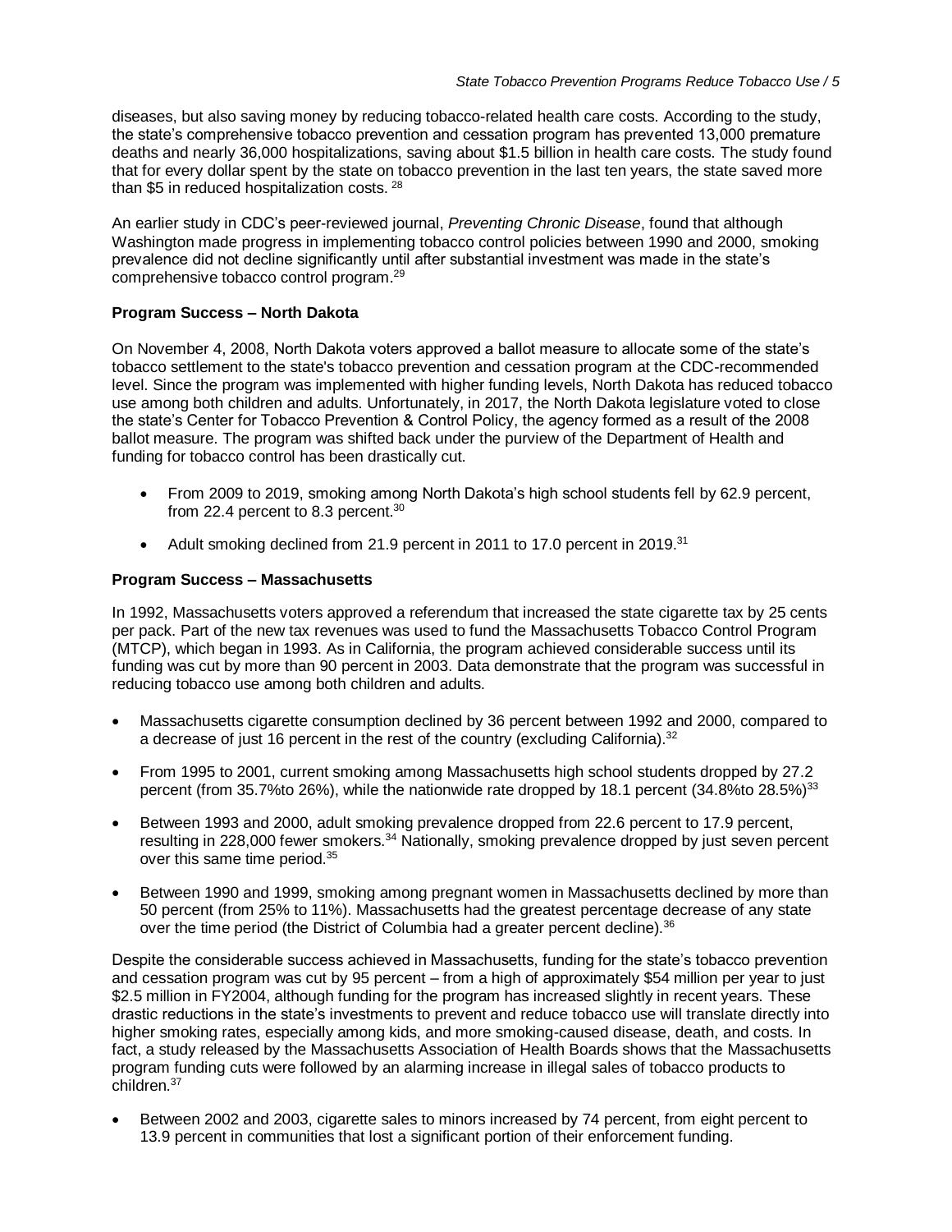diseases, but also saving money by reducing tobacco-related health care costs. According to the study, the state's comprehensive tobacco prevention and cessation program has prevented 13,000 premature deaths and nearly 36,000 hospitalizations, saving about $1.5 billion in health care costs. The study found that for every dollar spent by the state on tobacco prevention in the last ten years, the state saved more than $5 in reduced hospitalization costs. [28]

An earlier study in CDC's peer-reviewed journal, *Preventing Chronic Disease*, found that although Washington made progress in implementing tobacco control policies between 1990 and 2000, smoking prevalence did not decline significantly until after substantial investment was made in the state's comprehensive tobacco control program.[29]

**Program Success – North Dakota**

On November 4, 2008, North Dakota voters approved a ballot measure to allocate some of the state's tobacco settlement to the state's tobacco prevention and cessation program at the CDC-recommended level. Since the program was implemented with higher funding levels, North Dakota has reduced tobacco use among both children and adults. Unfortunately, in 2017, the North Dakota legislature voted to close the state's Center for Tobacco Prevention & Control Policy, the agency formed as a result of the 2008 ballot measure. The program was shifted back under the purview of the Department of Health and funding for tobacco control has been drastically cut.

- From 2009 to 2019, smoking among North Dakota's high school students fell by 62.9 percent, from 22.4 percent to 8.3 percent.[30]
- Adult smoking declined from 21.9 percent in 2011 to 17.0 percent in 2019.[31]

**Program Success – Massachusetts**

In 1992, Massachusetts voters approved a referendum that increased the state cigarette tax by 25 cents per pack. Part of the new tax revenues was used to fund the Massachusetts Tobacco Control Program (MTCP), which began in 1993. As in California, the program achieved considerable success until its funding was cut by more than 90 percent in 2003. Data demonstrate that the program was successful in reducing tobacco use among both children and adults.

- Massachusetts cigarette consumption declined by 36 percent between 1992 and 2000, compared to a decrease of just 16 percent in the rest of the country (excluding California).[32]
- From 1995 to 2001, current smoking among Massachusetts high school students dropped by 27.2 percent (from 35.7%to 26%), while the nationwide rate dropped by 18.1 percent (34.8%to 28.5%)[33]
- Between 1993 and 2000, adult smoking prevalence dropped from 22.6 percent to 17.9 percent, resulting in 228,000 fewer smokers.[34] Nationally, smoking prevalence dropped by just seven percent over this same time period.[35]
- Between 1990 and 1999, smoking among pregnant women in Massachusetts declined by more than 50 percent (from 25% to 11%). Massachusetts had the greatest percentage decrease of any state over the time period (the District of Columbia had a greater percent decline).[36]

Despite the considerable success achieved in Massachusetts, funding for the state's tobacco prevention and cessation program was cut by 95 percent – from a high of approximately $54 million per year to just $2.5 million in FY2004, although funding for the program has increased slightly in recent years. These drastic reductions in the state's investments to prevent and reduce tobacco use will translate directly into higher smoking rates, especially among kids, and more smoking-caused disease, death, and costs. In fact, a study released by the Massachusetts Association of Health Boards shows that the Massachusetts program funding cuts were followed by an alarming increase in illegal sales of tobacco products to children.[37]

- Between 2002 and 2003, cigarette sales to minors increased by 74 percent, from eight percent to 13.9 percent in communities that lost a significant portion of their enforcement funding.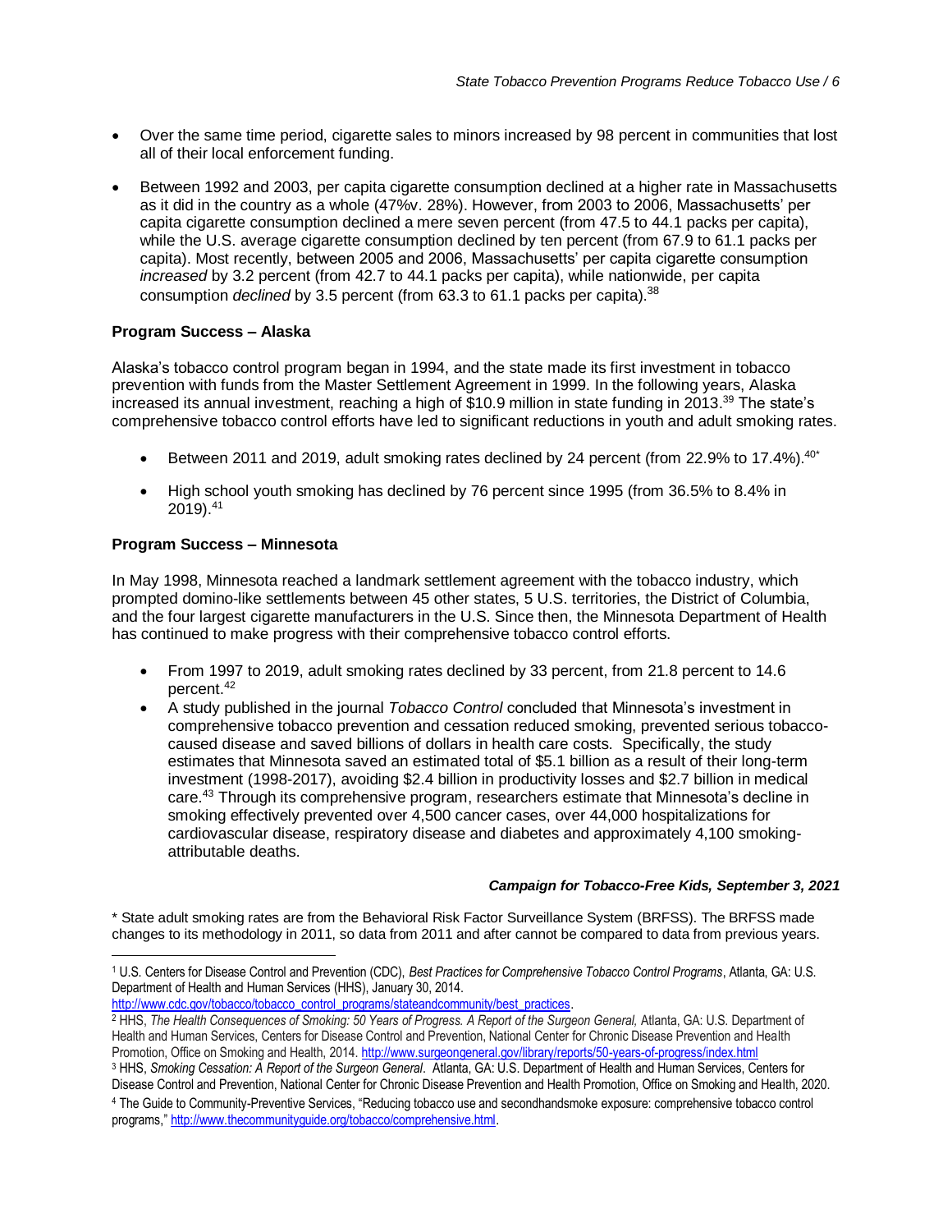- Over the same time period, cigarette sales to minors increased by 98 percent in communities that lost all of their local enforcement funding.

- Between 1992 and 2003, per capita cigarette consumption declined at a higher rate in Massachusetts as it did in the country as a whole (47%v. 28%). However, from 2003 to 2006, Massachusetts' per capita cigarette consumption declined a mere seven percent (from 47.5 to 44.1 packs per capita), while the U.S. average cigarette consumption declined by ten percent (from 67.9 to 61.1 packs per capita). Most recently, between 2005 and 2006, Massachusetts' per capita cigarette consumption *increased* by 3.2 percent (from 42.7 to 44.1 packs per capita), while nationwide, per capita consumption *declined* by 3.5 percent (from 63.3 to 61.1 packs per capita).[38]

**Program Success – Alaska**

Alaska's tobacco control program began in 1994, and the state made its first investment in tobacco prevention with funds from the Master Settlement Agreement in 1999. In the following years, Alaska increased its annual investment, reaching a high of $10.9 million in state funding in 2013.[39] The state's comprehensive tobacco control efforts have led to significant reductions in youth and adult smoking rates.

- Between 2011 and 2019, adult smoking rates declined by 24 percent (from 22.9% to 17.4%).[40*]
- High school youth smoking has declined by 76 percent since 1995 (from 36.5% to 8.4% in 2019).[41]

**Program Success – Minnesota**

In May 1998, Minnesota reached a landmark settlement agreement with the tobacco industry, which prompted domino-like settlements between 45 other states, 5 U.S. territories, the District of Columbia, and the four largest cigarette manufacturers in the U.S. Since then, the Minnesota Department of Health has continued to make progress with their comprehensive tobacco control efforts.

- From 1997 to 2019, adult smoking rates declined by 33 percent, from 21.8 percent to 14.6 percent.[42]
- A study published in the journal *Tobacco Control* concluded that Minnesota's investment in comprehensive tobacco prevention and cessation reduced smoking, prevented serious tobacco-caused disease and saved billions of dollars in health care costs. Specifically, the study estimates that Minnesota saved an estimated total of $5.1 billion as a result of their long-term investment (1998-2017), avoiding $2.4 billion in productivity losses and $2.7 billion in medical care.[43] Through its comprehensive program, researchers estimate that Minnesota's decline in smoking effectively prevented over 4,500 cancer cases, over 44,000 hospitalizations for cardiovascular disease, respiratory disease and diabetes and approximately 4,100 smoking-attributable deaths.

***Campaign for Tobacco-Free Kids, September 3, 2021***

\* State adult smoking rates are from the Behavioral Risk Factor Surveillance System (BRFSS). The BRFSS made changes to its methodology in 2011, so data from 2011 and after cannot be compared to data from previous years.

---

[1] U.S. Centers for Disease Control and Prevention (CDC), *Best Practices for Comprehensive Tobacco Control Programs*, Atlanta, GA: U.S. Department of Health and Human Services (HHS), January 30, 2014. http://www.cdc.gov/tobacco/tobacco_control_programs/stateandcommunity/best_practices.

[2] HHS, *The Health Consequences of Smoking: 50 Years of Progress. A Report of the Surgeon General*, Atlanta, GA: U.S. Department of Health and Human Services, Centers for Disease Control and Prevention, National Center for Chronic Disease Prevention and Health Promotion, Office on Smoking and Health, 2014. http://www.surgeongeneral.gov/library/reports/50-years-of-progress/index.html

[3] HHS, *Smoking Cessation: A Report of the Surgeon General*. Atlanta, GA: U.S. Department of Health and Human Services, Centers for Disease Control and Prevention, National Center for Chronic Disease Prevention and Health Promotion, Office on Smoking and Health, 2020.

[4] The Guide to Community-Preventive Services, "Reducing tobacco use and secondhandsmoke exposure: comprehensive tobacco control programs," http://www.thecommunityguide.org/tobacco/comprehensive.html.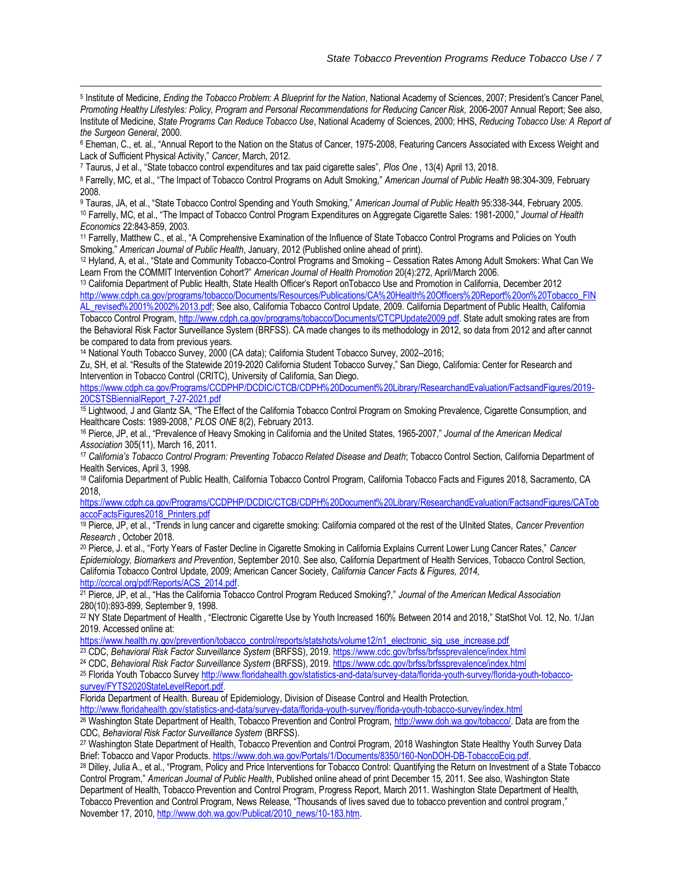[5] Institute of Medicine, *Ending the Tobacco Problem: A Blueprint for the Nation*, National Academy of Sciences, 2007; President's Cancer Panel, *Promoting Healthy Lifestyles: Policy, Program and Personal Recommendations for Reducing Cancer Risk,* 2006-2007 Annual Report; See also, Institute of Medicine, *State Programs Can Reduce Tobacco Use*, National Academy of Sciences, 2000; HHS, *Reducing Tobacco Use: A Report of the Surgeon General*, 2000.

[6] Eheman, C., et. al., "Annual Report to the Nation on the Status of Cancer, 1975-2008, Featuring Cancers Associated with Excess Weight and Lack of Sufficient Physical Activity," *Cancer*, March, 2012.

[7] Taurus, J et al., "State tobacco control expenditures and tax paid cigarette sales", *Plos One* , 13(4) April 13, 2018.

[8] Farrelly, MC, et al., "The Impact of Tobacco Control Programs on Adult Smoking," *American Journal of Public Health* 98:304-309, February 2008.

[9] Tauras, JA, et al., "State Tobacco Control Spending and Youth Smoking," *American Journal of Public Health* 95:338-344, February 2005.

[10] Farrelly, MC, et al., "The Impact of Tobacco Control Program Expenditures on Aggregate Cigarette Sales: 1981-2000," *Journal of Health Economics* 22:843-859, 2003.

[11] Farrelly, Matthew C., et al., "A Comprehensive Examination of the Influence of State Tobacco Control Programs and Policies on Youth Smoking," *American Journal of Public Health*, January, 2012 (Published online ahead of print).

[12] Hyland, A, et al., "State and Community Tobacco-Control Programs and Smoking – Cessation Rates Among Adult Smokers: What Can We Learn From the COMMIT Intervention Cohort?" *American Journal of Health Promotion* 20(4):272, April/March 2006.

[13] California Department of Public Health, State Health Officer's Report onTobacco Use and Promotion in California, December 2012 http://www.cdph.ca.gov/programs/tobacco/Documents/Resources/Publications/CA%20Health%20Officers%20Report%20on%20Tobacco_FINAL_revised%2001%2002%2013.pdf; See also, California Tobacco Control Update, 2009. California Department of Public Health, California Tobacco Control Program, http://www.cdph.ca.gov/programs/tobacco/Documents/CTCPUpdate2009.pdf. State adult smoking rates are from the Behavioral Risk Factor Surveillance System (BRFSS). CA made changes to its methodology in 2012, so data from 2012 and after cannot be compared to data from previous years.

[14] National Youth Tobacco Survey, 2000 (CA data); California Student Tobacco Survey, 2002–2016;
Zu, SH, et al. "Results of the Statewide 2019-2020 California Student Tobacco Survey," San Diego, California: Center for Research and Intervention in Tobacco Control (CRITC), University of California, San Diego.
https://www.cdph.ca.gov/Programs/CCDPHP/DCDIC/CTCB/CDPH%20Document%20Library/ResearchandEvaluation/FactsandFigures/2019-20CSTSBiennialReport_7-27-2021.pdf

[15] Lightwood, J and Glantz SA, "The Effect of the California Tobacco Control Program on Smoking Prevalence, Cigarette Consumption, and Healthcare Costs: 1989-2008," *PLOS ONE* 8(2), February 2013.

[16] Pierce, JP, et al., "Prevalence of Heavy Smoking in California and the United States, 1965-2007," *Journal of the American Medical Association* 305(11), March 16, 2011.

[17] *California's Tobacco Control Program: Preventing Tobacco Related Disease and Death*; Tobacco Control Section, California Department of Health Services, April 3, 1998.

[18] California Department of Public Health, California Tobacco Control Program, California Tobacco Facts and Figures 2018, Sacramento, CA 2018,
https://www.cdph.ca.gov/Programs/CCDPHP/DCDIC/CTCB/CDPH%20Document%20Library/ResearchandEvaluation/FactsandFigures/CATobaccoFactsFigures2018_Printers.pdf

[19] Pierce, JP, et al., "Trends in lung cancer and cigarette smoking: California compared ot the rest of the UInited States, *Cancer Prevention Research* , October 2018.

[20] Pierce, J. et al., "Forty Years of Faster Decline in Cigarette Smoking in California Explains Current Lower Lung Cancer Rates," *Cancer Epidemiology, Biomarkers and Prevention*, September 2010. See also, California Department of Health Services, Tobacco Control Section, California Tobacco Control Update, 2009; American Cancer Society, *California Cancer Facts & Figures, 2014,* http://ccrcal.org/pdf/Reports/ACS_2014.pdf.

[21] Pierce, JP, et al., "Has the California Tobacco Control Program Reduced Smoking?," *Journal of the American Medical Association* 280(10):893-899, September 9, 1998.

[22] NY State Department of Health , "Electronic Cigarette Use by Youth Increased 160% Between 2014 and 2018," StatShot Vol. 12, No. 1/Jan 2019. Accessed online at:
https://www.health.ny.gov/prevention/tobacco_control/reports/statshots/volume12/n1_electronic_sig_use_increase.pdf

[23] CDC, *Behavioral Risk Factor Surveillance System* (BRFSS), 2019. https://www.cdc.gov/brfss/brfssprevalence/index.html

[24] CDC, *Behavioral Risk Factor Surveillance System* (BRFSS), 2019. https://www.cdc.gov/brfss/brfssprevalence/index.html

[25] Florida Youth Tobacco Survey http://www.floridahealth.gov/statistics-and-data/survey-data/florida-youth-survey/florida-youth-tobacco-survey/FYTS2020StateLevelReport.pdf.
Florida Department of Health. Bureau of Epidemiology, Division of Disease Control and Health Protection.
http://www.floridahealth.gov/statistics-and-data/survey-data/florida-youth-survey/florida-youth-tobacco-survey/index.html

[26] Washington State Department of Health, Tobacco Prevention and Control Program, http://www.doh.wa.gov/tobacco/. Data are from the CDC, *Behavioral Risk Factor Surveillance System* (BRFSS).

[27] Washington State Department of Health, Tobacco Prevention and Control Program, 2018 Washington State Healthy Youth Survey Data Brief: Tobacco and Vapor Products. https://www.doh.wa.gov/Portals/1/Documents/8350/160-NonDOH-DB-TobaccoEcig.pdf.

[28] Dilley, Julia A., et al., "Program, Policy and Price Interventions for Tobacco Control: Quantifying the Return on Investment of a State Tobacco Control Program," *American Journal of Public Health*, Published online ahead of print December 15, 2011. See also, Washington State Department of Health, Tobacco Prevention and Control Program, Progress Report, March 2011. Washington State Department of Health, Tobacco Prevention and Control Program, News Release, "Thousands of lives saved due to tobacco prevention and control program," November 17, 2010, http://www.doh.wa.gov/Publicat/2010_news/10-183.htm.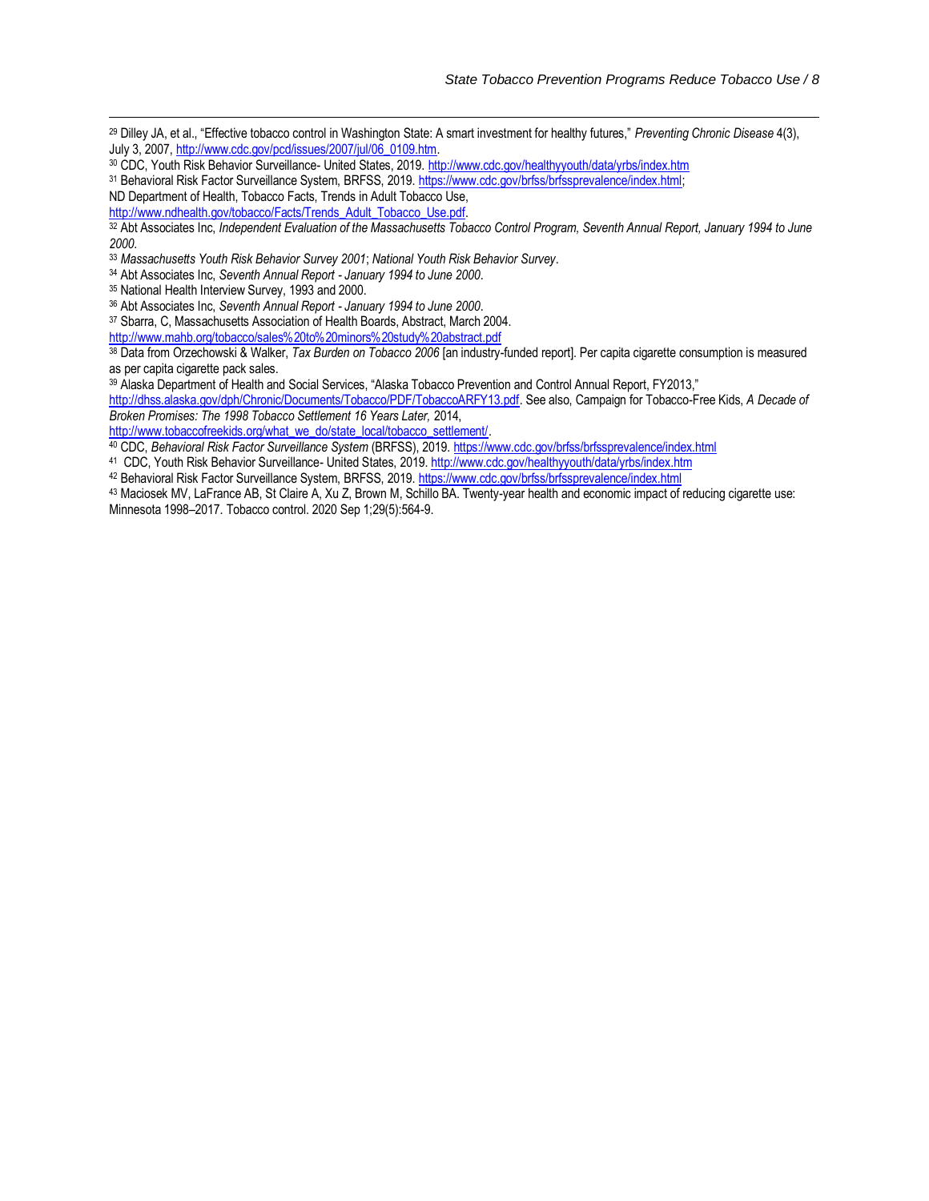[29] Dilley JA, et al., "Effective tobacco control in Washington State: A smart investment for healthy futures," *Preventing Chronic Disease* 4(3), July 3, 2007, http://www.cdc.gov/pcd/issues/2007/jul/06_0109.htm.

[30] CDC, Youth Risk Behavior Surveillance- United States, 2019. http://www.cdc.gov/healthyyouth/data/yrbs/index.htm

[31] Behavioral Risk Factor Surveillance System, BRFSS, 2019. https://www.cdc.gov/brfss/brfssprevalence/index.html; ND Department of Health, Tobacco Facts, Trends in Adult Tobacco Use, http://www.ndhealth.gov/tobacco/Facts/Trends_Adult_Tobacco_Use.pdf.

[32] Abt Associates Inc, *Independent Evaluation of the Massachusetts Tobacco Control Program, Seventh Annual Report, January 1994 to June 2000.*

[33] *Massachusetts Youth Risk Behavior Survey 2001*; *National Youth Risk Behavior Survey*.

[34] Abt Associates Inc, *Seventh Annual Report - January 1994 to June 2000*.

[35] National Health Interview Survey, 1993 and 2000.

[36] Abt Associates Inc, *Seventh Annual Report - January 1994 to June 2000*.

[37] Sbarra, C, Massachusetts Association of Health Boards, Abstract, March 2004. http://www.mahb.org/tobacco/sales%20to%20minors%20study%20abstract.pdf

[38] Data from Orzechowski & Walker, *Tax Burden on Tobacco 2006* [an industry-funded report]. Per capita cigarette consumption is measured as per capita cigarette pack sales.

[39] Alaska Department of Health and Social Services, "Alaska Tobacco Prevention and Control Annual Report, FY2013," http://dhss.alaska.gov/dph/Chronic/Documents/Tobacco/PDF/TobaccoARFY13.pdf. See also, Campaign for Tobacco-Free Kids, *A Decade of Broken Promises: The 1998 Tobacco Settlement 16 Years Later,* 2014, http://www.tobaccofreekids.org/what_we_do/state_local/tobacco_settlement/.

[40] CDC, *Behavioral Risk Factor Surveillance System* (BRFSS), 2019. https://www.cdc.gov/brfss/brfssprevalence/index.html

[41] CDC, Youth Risk Behavior Surveillance- United States, 2019. http://www.cdc.gov/healthyyouth/data/yrbs/index.htm

[42] Behavioral Risk Factor Surveillance System, BRFSS, 2019. https://www.cdc.gov/brfss/brfssprevalence/index.html

[43] Maciosek MV, LaFrance AB, St Claire A, Xu Z, Brown M, Schillo BA. Twenty-year health and economic impact of reducing cigarette use: Minnesota 1998–2017. Tobacco control. 2020 Sep 1;29(5):564-9.